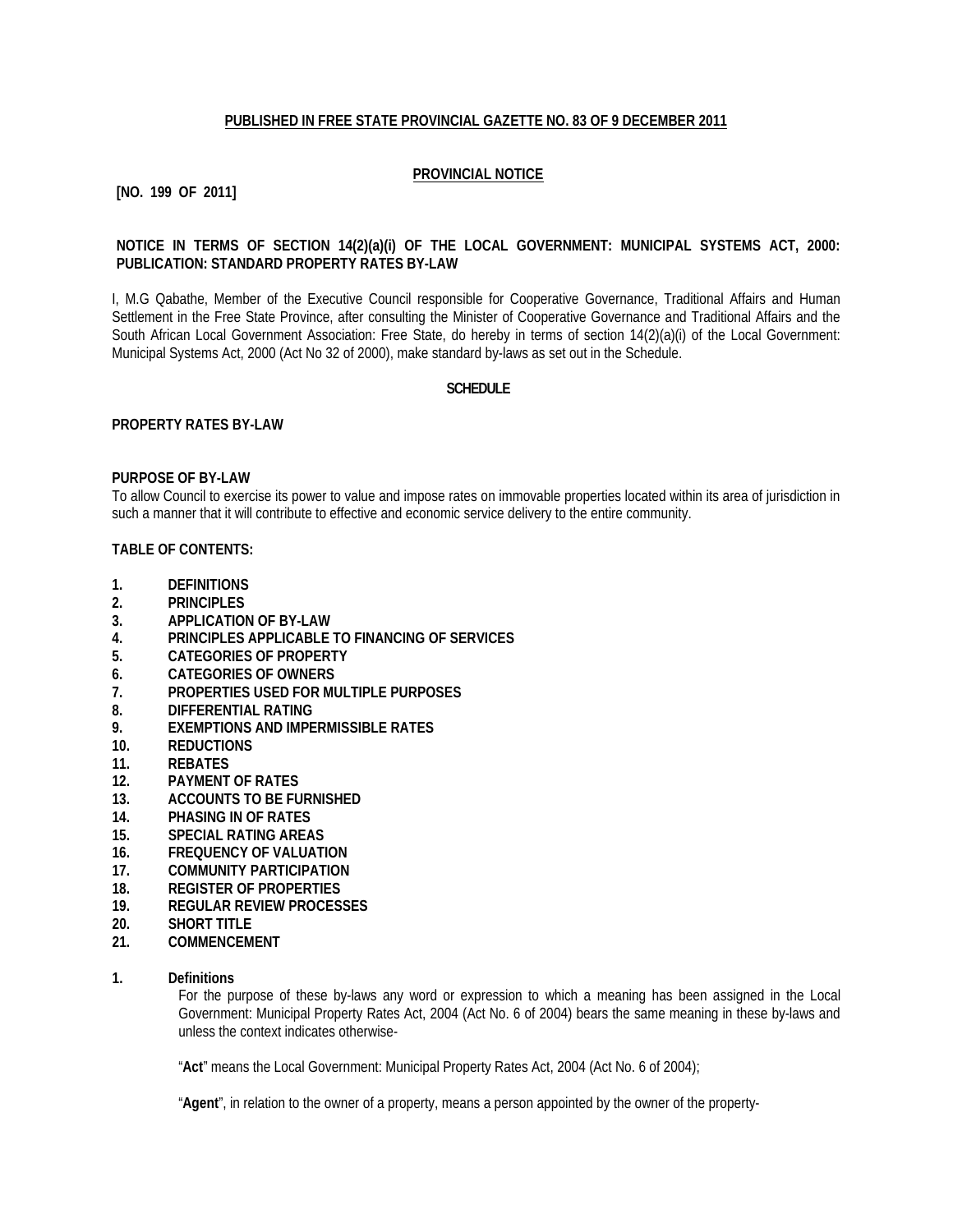**PUBLISHED IN FREE STATE PROVINCIAL GAZETTE NO. 83 OF 9 DECEMBER 2011**

**PROVINCIAL NOTICE**

**[NO. 199 OF 2011]**

**NOTICE IN TERMS OF SECTION 14(2)(a)(i) OF THE LOCAL GOVERNMENT: MUNICIPAL SYSTEMS ACT, 2000: PUBLICATION: STANDARD PROPERTY RATES BY-LAW**

I, M.G Qabathe, Member of the Executive Council responsible for Cooperative Governance, Traditional Affairs and Human Settlement in the Free State Province, after consulting the Minister of Cooperative Governance and Traditional Affairs and the South African Local Government Association: Free State, do hereby in terms of section 14(2)(a)(i) of the Local Government: Municipal Systems Act, 2000 (Act No 32 of 2000), make standard by-laws as set out in the Schedule.

**SCHEDULE**

**PROPERTY RATES BY-LAW**

**PURPOSE OF BY-LAW**

To allow Council to exercise its power to value and impose rates on immovable properties located within its area of jurisdiction in such a manner that it will contribute to effective and economic service delivery to the entire community.

**TABLE OF CONTENTS:**

1. **DEFINITIONS**
2. **PRINCIPLES**
3. **APPLICATION OF BY-LAW**
4. **PRINCIPLES APPLICABLE TO FINANCING OF SERVICES**
5. **CATEGORIES OF PROPERTY**
6. **CATEGORIES OF OWNERS**
7. **PROPERTIES USED FOR MULTIPLE PURPOSES**
8. **DIFFERENTIAL RATING**
9. **EXEMPTIONS AND IMPERMISSIBLE RATES**
10. **REDUCTIONS**
11. **REBATES**
12. **PAYMENT OF RATES**
13. **ACCOUNTS TO BE FURNISHED**
14. **PHASING IN OF RATES**
15. **SPECIAL RATING AREAS**
16. **FREQUENCY OF VALUATION**
17. **COMMUNITY PARTICIPATION**
18. **REGISTER OF PROPERTIES**
19. **REGULAR REVIEW PROCESSES**
20. **SHORT TITLE**
21. **COMMENCEMENT**

**1. Definitions**

For the purpose of these by-laws any word or expression to which a meaning has been assigned in the Local Government: Municipal Property Rates Act, 2004 (Act No. 6 of 2004) bears the same meaning in these by-laws and unless the context indicates otherwise-

"**Act**" means the Local Government: Municipal Property Rates Act, 2004 (Act No. 6 of 2004);

"**Agent**", in relation to the owner of a property, means a person appointed by the owner of the property-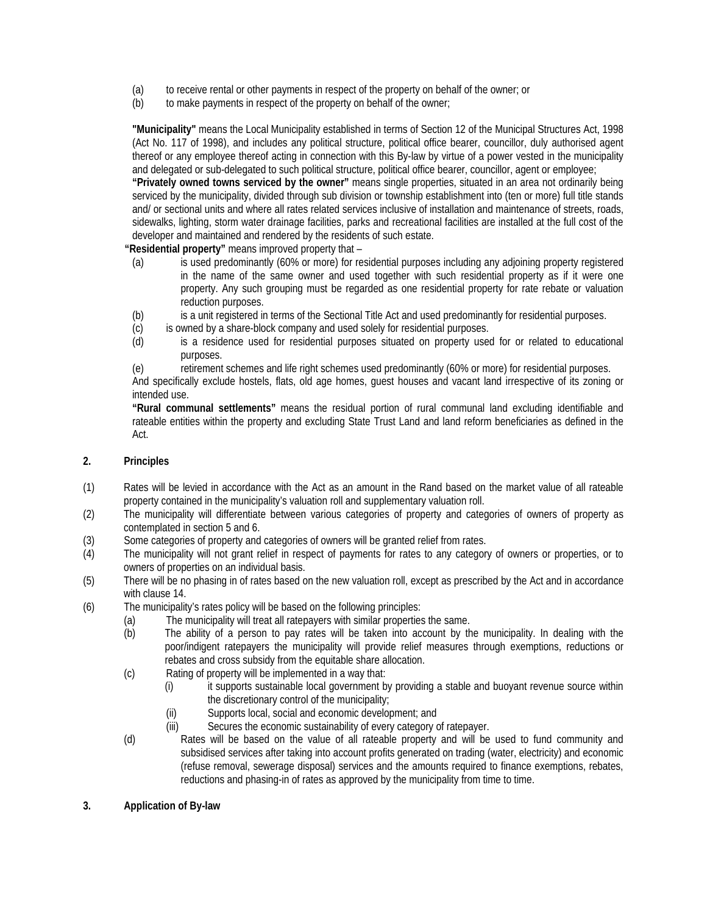(a) to receive rental or other payments in respect of the property on behalf of the owner; or

(b) to make payments in respect of the property on behalf of the owner;

**"Municipality"** means the Local Municipality established in terms of Section 12 of the Municipal Structures Act, 1998 (Act No. 117 of 1998), and includes any political structure, political office bearer, councillor, duly authorised agent thereof or any employee thereof acting in connection with this By-law by virtue of a power vested in the municipality and delegated or sub-delegated to such political structure, political office bearer, councillor, agent or employee;

**"Privately owned towns serviced by the owner"** means single properties, situated in an area not ordinarily being serviced by the municipality, divided through sub division or township establishment into (ten or more) full title stands and/ or sectional units and where all rates related services inclusive of installation and maintenance of streets, roads, sidewalks, lighting, storm water drainage facilities, parks and recreational facilities are installed at the full cost of the developer and maintained and rendered by the residents of such estate.

**"Residential property"** means improved property that –

(a) is used predominantly (60% or more) for residential purposes including any adjoining property registered in the name of the same owner and used together with such residential property as if it were one property. Any such grouping must be regarded as one residential property for rate rebate or valuation reduction purposes.

(b) is a unit registered in terms of the Sectional Title Act and used predominantly for residential purposes.

(c) is owned by a share-block company and used solely for residential purposes.

(d) is a residence used for residential purposes situated on property used for or related to educational purposes.

(e) retirement schemes and life right schemes used predominantly (60% or more) for residential purposes.

And specifically exclude hostels, flats, old age homes, guest houses and vacant land irrespective of its zoning or intended use.

**"Rural communal settlements"** means the residual portion of rural communal land excluding identifiable and rateable entities within the property and excluding State Trust Land and land reform beneficiaries as defined in the Act.

## 2. Principles

(1) Rates will be levied in accordance with the Act as an amount in the Rand based on the market value of all rateable property contained in the municipality's valuation roll and supplementary valuation roll.

(2) The municipality will differentiate between various categories of property and categories of owners of property as contemplated in section 5 and 6.

(3) Some categories of property and categories of owners will be granted relief from rates.

(4) The municipality will not grant relief in respect of payments for rates to any category of owners or properties, or to owners of properties on an individual basis.

(5) There will be no phasing in of rates based on the new valuation roll, except as prescribed by the Act and in accordance with clause 14.

(6) The municipality's rates policy will be based on the following principles:

(a) The municipality will treat all ratepayers with similar properties the same.

(b) The ability of a person to pay rates will be taken into account by the municipality. In dealing with the poor/indigent ratepayers the municipality will provide relief measures through exemptions, reductions or rebates and cross subsidy from the equitable share allocation.

(c) Rating of property will be implemented in a way that:

(i) it supports sustainable local government by providing a stable and buoyant revenue source within the discretionary control of the municipality;

(ii) Supports local, social and economic development; and

(iii) Secures the economic sustainability of every category of ratepayer.

(d) Rates will be based on the value of all rateable property and will be used to fund community and subsidised services after taking into account profits generated on trading (water, electricity) and economic (refuse removal, sewerage disposal) services and the amounts required to finance exemptions, rebates, reductions and phasing-in of rates as approved by the municipality from time to time.

## 3. Application of By-law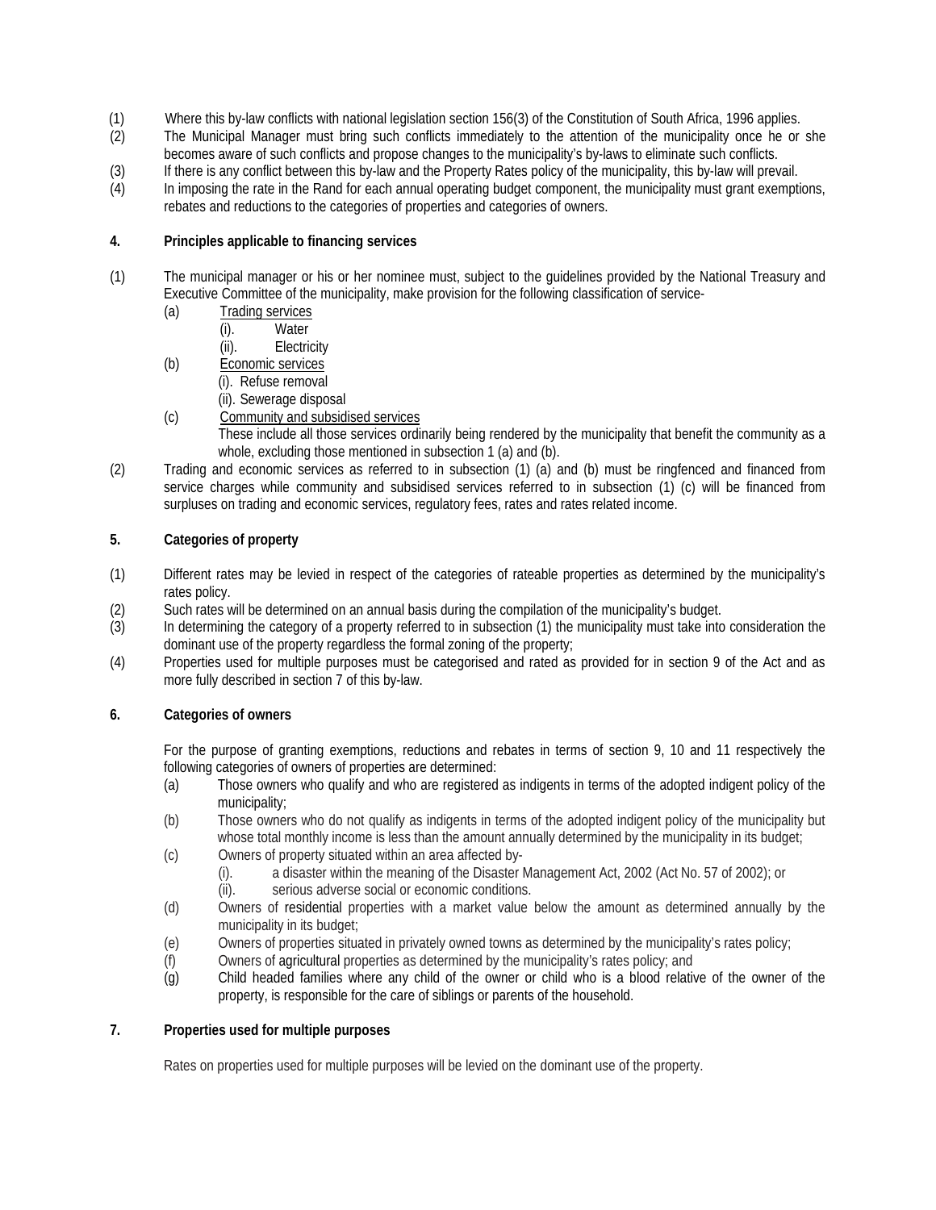(1) Where this by-law conflicts with national legislation section 156(3) of the Constitution of South Africa, 1996 applies.

(2) The Municipal Manager must bring such conflicts immediately to the attention of the municipality once he or she becomes aware of such conflicts and propose changes to the municipality's by-laws to eliminate such conflicts.

(3) If there is any conflict between this by-law and the Property Rates policy of the municipality, this by-law will prevail.

(4) In imposing the rate in the Rand for each annual operating budget component, the municipality must grant exemptions, rebates and reductions to the categories of properties and categories of owners.

**4. Principles applicable to financing services**

(1) The municipal manager or his or her nominee must, subject to the guidelines provided by the National Treasury and Executive Committee of the municipality, make provision for the following classification of service-

- (a) Trading services
  - (i). Water
  - (ii). Electricity
- (b) Economic services
  - (i). Refuse removal
  - (ii). Sewerage disposal
- (c) Community and subsidised services

  These include all those services ordinarily being rendered by the municipality that benefit the community as a whole, excluding those mentioned in subsection 1 (a) and (b).

(2) Trading and economic services as referred to in subsection (1) (a) and (b) must be ringfenced and financed from service charges while community and subsidised services referred to in subsection (1) (c) will be financed from surpluses on trading and economic services, regulatory fees, rates and rates related income.

**5. Categories of property**

(1) Different rates may be levied in respect of the categories of rateable properties as determined by the municipality's rates policy.

(2) Such rates will be determined on an annual basis during the compilation of the municipality's budget.

(3) In determining the category of a property referred to in subsection (1) the municipality must take into consideration the dominant use of the property regardless the formal zoning of the property;

(4) Properties used for multiple purposes must be categorised and rated as provided for in section 9 of the Act and as more fully described in section 7 of this by-law.

**6. Categories of owners**

For the purpose of granting exemptions, reductions and rebates in terms of section 9, 10 and 11 respectively the following categories of owners of properties are determined:

- (a) Those owners who qualify and who are registered as indigents in terms of the adopted indigent policy of the municipality;
- (b) Those owners who do not qualify as indigents in terms of the adopted indigent policy of the municipality but whose total monthly income is less than the amount annually determined by the municipality in its budget;
- (c) Owners of property situated within an area affected by-
  - (i). a disaster within the meaning of the Disaster Management Act, 2002 (Act No. 57 of 2002); or
  - (ii). serious adverse social or economic conditions.
- (d) Owners of residential properties with a market value below the amount as determined annually by the municipality in its budget;
- (e) Owners of properties situated in privately owned towns as determined by the municipality's rates policy;
- (f) Owners of agricultural properties as determined by the municipality's rates policy; and
- (g) Child headed families where any child of the owner or child who is a blood relative of the owner of the property, is responsible for the care of siblings or parents of the household.

**7. Properties used for multiple purposes**

Rates on properties used for multiple purposes will be levied on the dominant use of the property.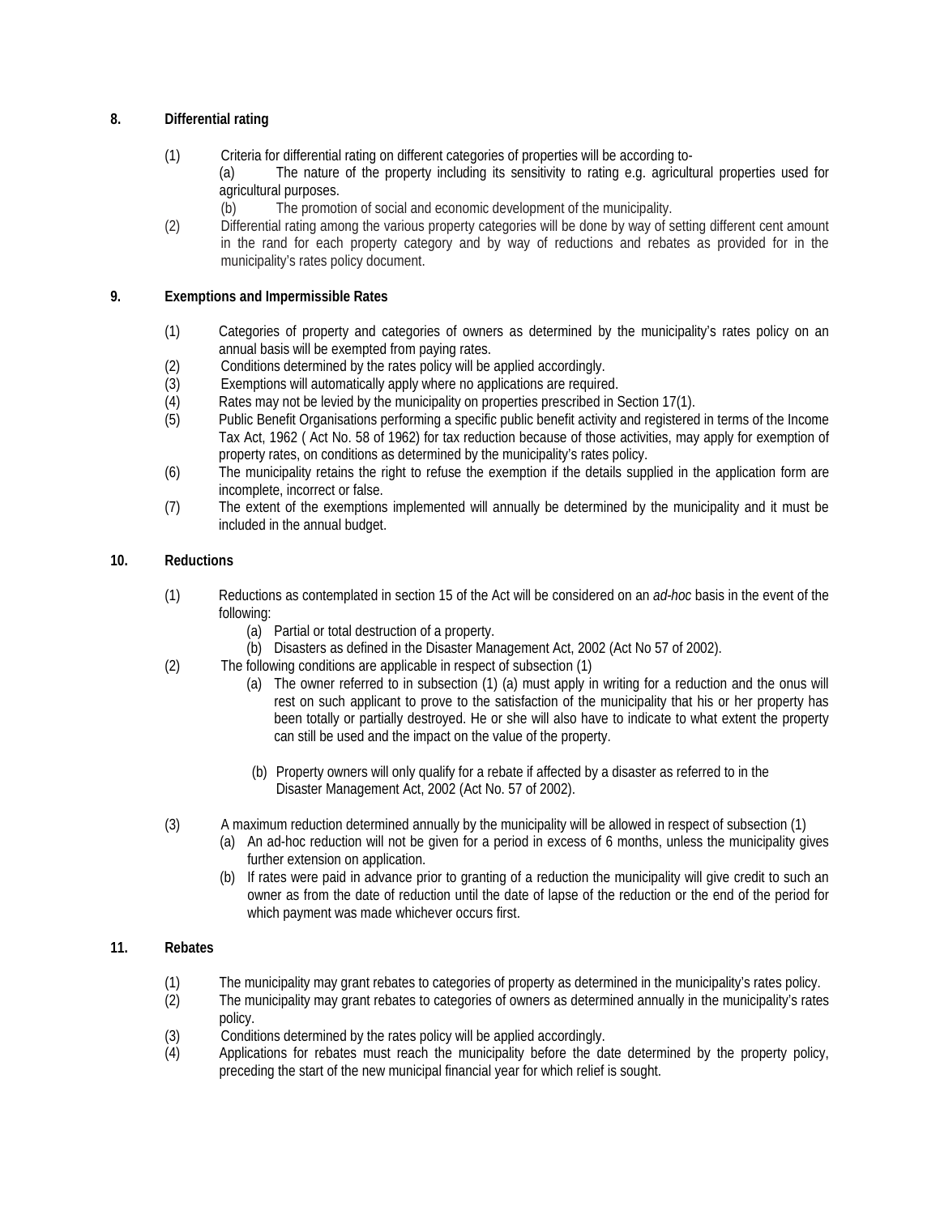## 8. Differential rating

(1) Criteria for differential rating on different categories of properties will be according to-

(a) The nature of the property including its sensitivity to rating e.g. agricultural properties used for agricultural purposes.

(b) The promotion of social and economic development of the municipality.

(2) Differential rating among the various property categories will be done by way of setting different cent amount in the rand for each property category and by way of reductions and rebates as provided for in the municipality's rates policy document.

## 9. Exemptions and Impermissible Rates

(1) Categories of property and categories of owners as determined by the municipality's rates policy on an annual basis will be exempted from paying rates.

(2) Conditions determined by the rates policy will be applied accordingly.

(3) Exemptions will automatically apply where no applications are required.

(4) Rates may not be levied by the municipality on properties prescribed in Section 17(1).

(5) Public Benefit Organisations performing a specific public benefit activity and registered in terms of the Income Tax Act, 1962 ( Act No. 58 of 1962) for tax reduction because of those activities, may apply for exemption of property rates, on conditions as determined by the municipality's rates policy.

(6) The municipality retains the right to refuse the exemption if the details supplied in the application form are incomplete, incorrect or false.

(7) The extent of the exemptions implemented will annually be determined by the municipality and it must be included in the annual budget.

## 10. Reductions

(1) Reductions as contemplated in section 15 of the Act will be considered on an *ad-hoc* basis in the event of the following:

(a) Partial or total destruction of a property.

(b) Disasters as defined in the Disaster Management Act, 2002 (Act No 57 of 2002).

(2) The following conditions are applicable in respect of subsection (1)

(a) The owner referred to in subsection (1) (a) must apply in writing for a reduction and the onus will rest on such applicant to prove to the satisfaction of the municipality that his or her property has been totally or partially destroyed. He or she will also have to indicate to what extent the property can still be used and the impact on the value of the property.

(b) Property owners will only qualify for a rebate if affected by a disaster as referred to in the Disaster Management Act, 2002 (Act No. 57 of 2002).

(3) A maximum reduction determined annually by the municipality will be allowed in respect of subsection (1)

(a) An ad-hoc reduction will not be given for a period in excess of 6 months, unless the municipality gives further extension on application.

(b) If rates were paid in advance prior to granting of a reduction the municipality will give credit to such an owner as from the date of reduction until the date of lapse of the reduction or the end of the period for which payment was made whichever occurs first.

## 11. Rebates

(1) The municipality may grant rebates to categories of property as determined in the municipality's rates policy.

(2) The municipality may grant rebates to categories of owners as determined annually in the municipality's rates policy.

(3) Conditions determined by the rates policy will be applied accordingly.

(4) Applications for rebates must reach the municipality before the date determined by the property policy, preceding the start of the new municipal financial year for which relief is sought.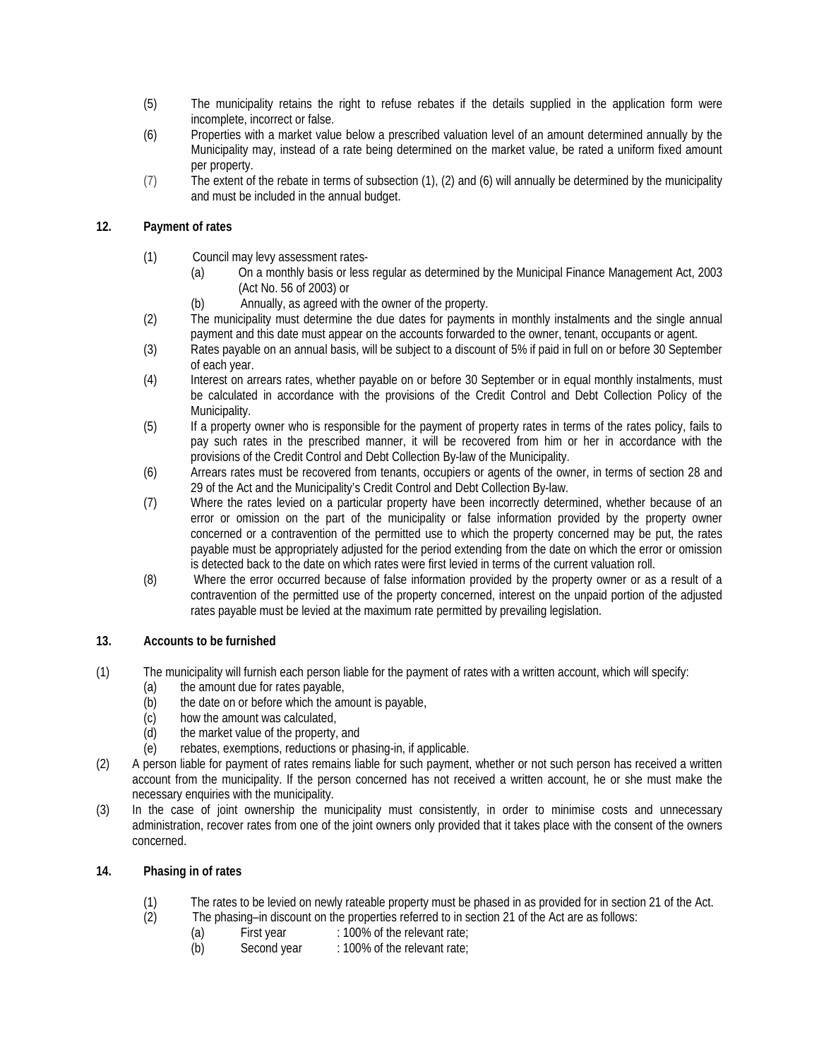(5) The municipality retains the right to refuse rebates if the details supplied in the application form were incomplete, incorrect or false.

(6) Properties with a market value below a prescribed valuation level of an amount determined annually by the Municipality may, instead of a rate being determined on the market value, be rated a uniform fixed amount per property.

(7) The extent of the rebate in terms of subsection (1), (2) and (6) will annually be determined by the municipality and must be included in the annual budget.

## 12. Payment of rates

(1) Council may levy assessment rates-

   (a) On a monthly basis or less regular as determined by the Municipal Finance Management Act, 2003 (Act No. 56 of 2003) or

   (b) Annually, as agreed with the owner of the property.

(2) The municipality must determine the due dates for payments in monthly instalments and the single annual payment and this date must appear on the accounts forwarded to the owner, tenant, occupants or agent.

(3) Rates payable on an annual basis, will be subject to a discount of 5% if paid in full on or before 30 September of each year.

(4) Interest on arrears rates, whether payable on or before 30 September or in equal monthly instalments, must be calculated in accordance with the provisions of the Credit Control and Debt Collection Policy of the Municipality.

(5) If a property owner who is responsible for the payment of property rates in terms of the rates policy, fails to pay such rates in the prescribed manner, it will be recovered from him or her in accordance with the provisions of the Credit Control and Debt Collection By-law of the Municipality.

(6) Arrears rates must be recovered from tenants, occupiers or agents of the owner, in terms of section 28 and 29 of the Act and the Municipality's Credit Control and Debt Collection By-law.

(7) Where the rates levied on a particular property have been incorrectly determined, whether because of an error or omission on the part of the municipality or false information provided by the property owner concerned or a contravention of the permitted use to which the property concerned may be put, the rates payable must be appropriately adjusted for the period extending from the date on which the error or omission is detected back to the date on which rates were first levied in terms of the current valuation roll.

(8) Where the error occurred because of false information provided by the property owner or as a result of a contravention of the permitted use of the property concerned, interest on the unpaid portion of the adjusted rates payable must be levied at the maximum rate permitted by prevailing legislation.

## 13. Accounts to be furnished

(1) The municipality will furnish each person liable for the payment of rates with a written account, which will specify:

   (a) the amount due for rates payable,

   (b) the date on or before which the amount is payable,

   (c) how the amount was calculated,

   (d) the market value of the property, and

   (e) rebates, exemptions, reductions or phasing-in, if applicable.

(2) A person liable for payment of rates remains liable for such payment, whether or not such person has received a written account from the municipality. If the person concerned has not received a written account, he or she must make the necessary enquiries with the municipality.

(3) In the case of joint ownership the municipality must consistently, in order to minimise costs and unnecessary administration, recover rates from one of the joint owners only provided that it takes place with the consent of the owners concerned.

## 14. Phasing in of rates

(1) The rates to be levied on newly rateable property must be phased in as provided for in section 21 of the Act.

(2) The phasing–in discount on the properties referred to in section 21 of the Act are as follows:

   (a) First year : 100% of the relevant rate;

   (b) Second year : 100% of the relevant rate;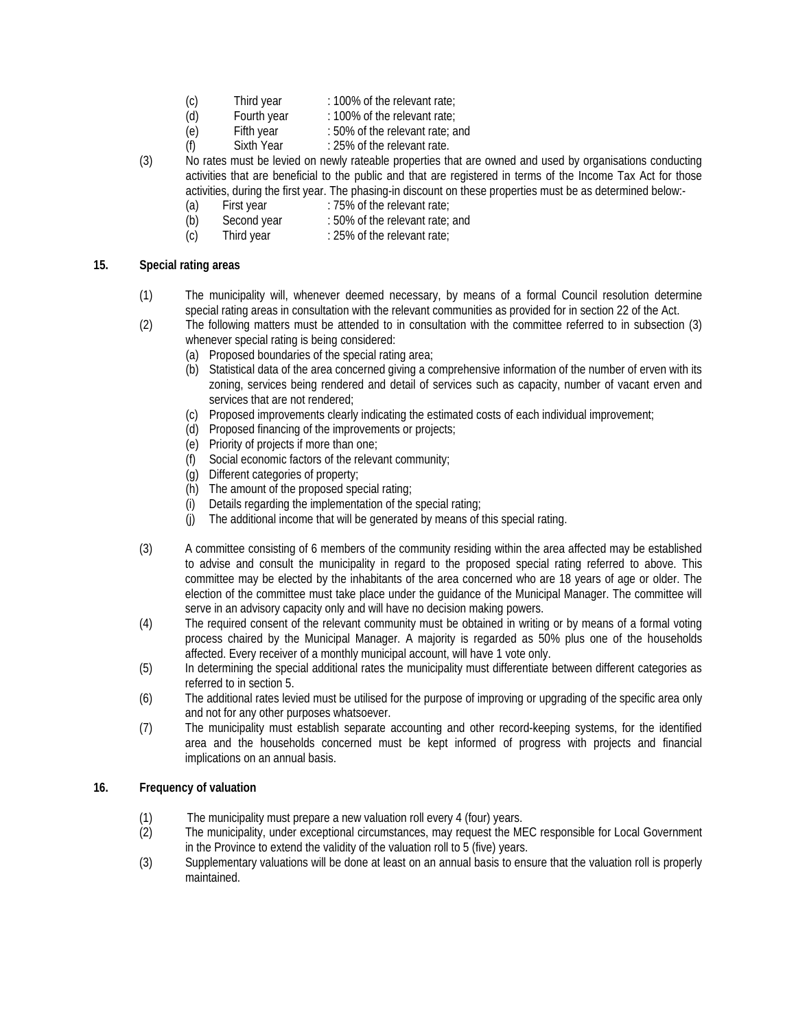- (c) Third year : 100% of the relevant rate;
- (d) Fourth year : 100% of the relevant rate;
- (e) Fifth year : 50% of the relevant rate; and
- (f) Sixth Year : 25% of the relevant rate.

(3) No rates must be levied on newly rateable properties that are owned and used by organisations conducting activities that are beneficial to the public and that are registered in terms of the Income Tax Act for those activities, during the first year. The phasing-in discount on these properties must be as determined below:-

- (a) First year : 75% of the relevant rate;
- (b) Second year : 50% of the relevant rate; and
- (c) Third year : 25% of the relevant rate;

## 15. Special rating areas

(1) The municipality will, whenever deemed necessary, by means of a formal Council resolution determine special rating areas in consultation with the relevant communities as provided for in section 22 of the Act.

(2) The following matters must be attended to in consultation with the committee referred to in subsection (3) whenever special rating is being considered:

- (a) Proposed boundaries of the special rating area;
- (b) Statistical data of the area concerned giving a comprehensive information of the number of erven with its zoning, services being rendered and detail of services such as capacity, number of vacant erven and services that are not rendered;
- (c) Proposed improvements clearly indicating the estimated costs of each individual improvement;
- (d) Proposed financing of the improvements or projects;
- (e) Priority of projects if more than one;
- (f) Social economic factors of the relevant community;
- (g) Different categories of property;
- (h) The amount of the proposed special rating;
- (i) Details regarding the implementation of the special rating;
- (j) The additional income that will be generated by means of this special rating.

(3) A committee consisting of 6 members of the community residing within the area affected may be established to advise and consult the municipality in regard to the proposed special rating referred to above. This committee may be elected by the inhabitants of the area concerned who are 18 years of age or older. The election of the committee must take place under the guidance of the Municipal Manager. The committee will serve in an advisory capacity only and will have no decision making powers.

(4) The required consent of the relevant community must be obtained in writing or by means of a formal voting process chaired by the Municipal Manager. A majority is regarded as 50% plus one of the households affected. Every receiver of a monthly municipal account, will have 1 vote only.

(5) In determining the special additional rates the municipality must differentiate between different categories as referred to in section 5.

(6) The additional rates levied must be utilised for the purpose of improving or upgrading of the specific area only and not for any other purposes whatsoever.

(7) The municipality must establish separate accounting and other record-keeping systems, for the identified area and the households concerned must be kept informed of progress with projects and financial implications on an annual basis.

## 16. Frequency of valuation

(1) The municipality must prepare a new valuation roll every 4 (four) years.

(2) The municipality, under exceptional circumstances, may request the MEC responsible for Local Government in the Province to extend the validity of the valuation roll to 5 (five) years.

(3) Supplementary valuations will be done at least on an annual basis to ensure that the valuation roll is properly maintained.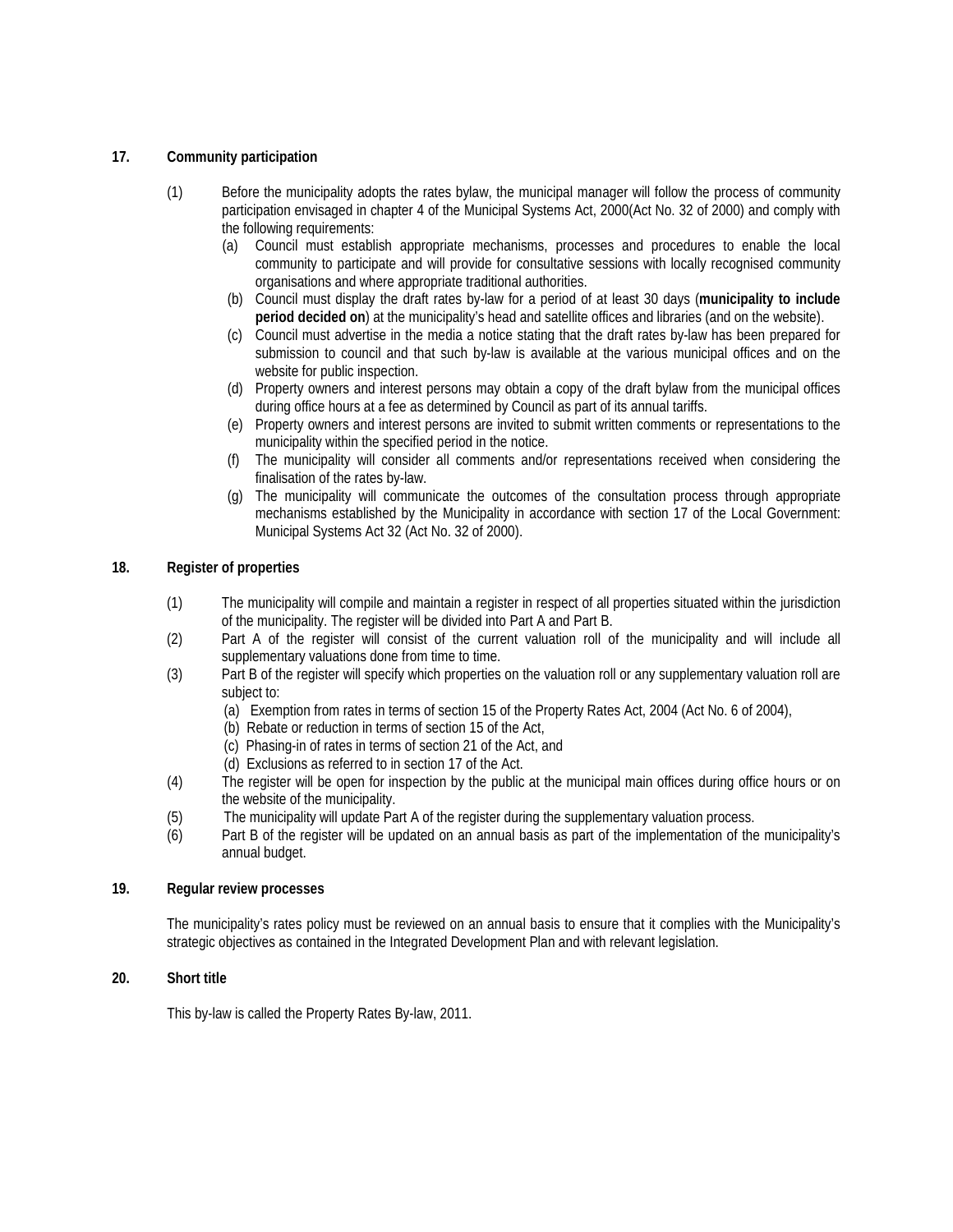## 17. Community participation

(1) Before the municipality adopts the rates bylaw, the municipal manager will follow the process of community participation envisaged in chapter 4 of the Municipal Systems Act, 2000(Act No. 32 of 2000) and comply with the following requirements:

- (a) Council must establish appropriate mechanisms, processes and procedures to enable the local community to participate and will provide for consultative sessions with locally recognised community organisations and where appropriate traditional authorities.
- (b) Council must display the draft rates by-law for a period of at least 30 days (**municipality to include period decided on**) at the municipality's head and satellite offices and libraries (and on the website).
- (c) Council must advertise in the media a notice stating that the draft rates by-law has been prepared for submission to council and that such by-law is available at the various municipal offices and on the website for public inspection.
- (d) Property owners and interest persons may obtain a copy of the draft bylaw from the municipal offices during office hours at a fee as determined by Council as part of its annual tariffs.
- (e) Property owners and interest persons are invited to submit written comments or representations to the municipality within the specified period in the notice.
- (f) The municipality will consider all comments and/or representations received when considering the finalisation of the rates by-law.
- (g) The municipality will communicate the outcomes of the consultation process through appropriate mechanisms established by the Municipality in accordance with section 17 of the Local Government: Municipal Systems Act 32 (Act No. 32 of 2000).

## 18. Register of properties

(1) The municipality will compile and maintain a register in respect of all properties situated within the jurisdiction of the municipality. The register will be divided into Part A and Part B.

(2) Part A of the register will consist of the current valuation roll of the municipality and will include all supplementary valuations done from time to time.

(3) Part B of the register will specify which properties on the valuation roll or any supplementary valuation roll are subject to:

- (a) Exemption from rates in terms of section 15 of the Property Rates Act, 2004 (Act No. 6 of 2004),
- (b) Rebate or reduction in terms of section 15 of the Act,
- (c) Phasing-in of rates in terms of section 21 of the Act, and
- (d) Exclusions as referred to in section 17 of the Act.

(4) The register will be open for inspection by the public at the municipal main offices during office hours or on the website of the municipality.

(5) The municipality will update Part A of the register during the supplementary valuation process.

(6) Part B of the register will be updated on an annual basis as part of the implementation of the municipality's annual budget.

## 19. Regular review processes

The municipality's rates policy must be reviewed on an annual basis to ensure that it complies with the Municipality's strategic objectives as contained in the Integrated Development Plan and with relevant legislation.

## 20. Short title

This by-law is called the Property Rates By-law, 2011.